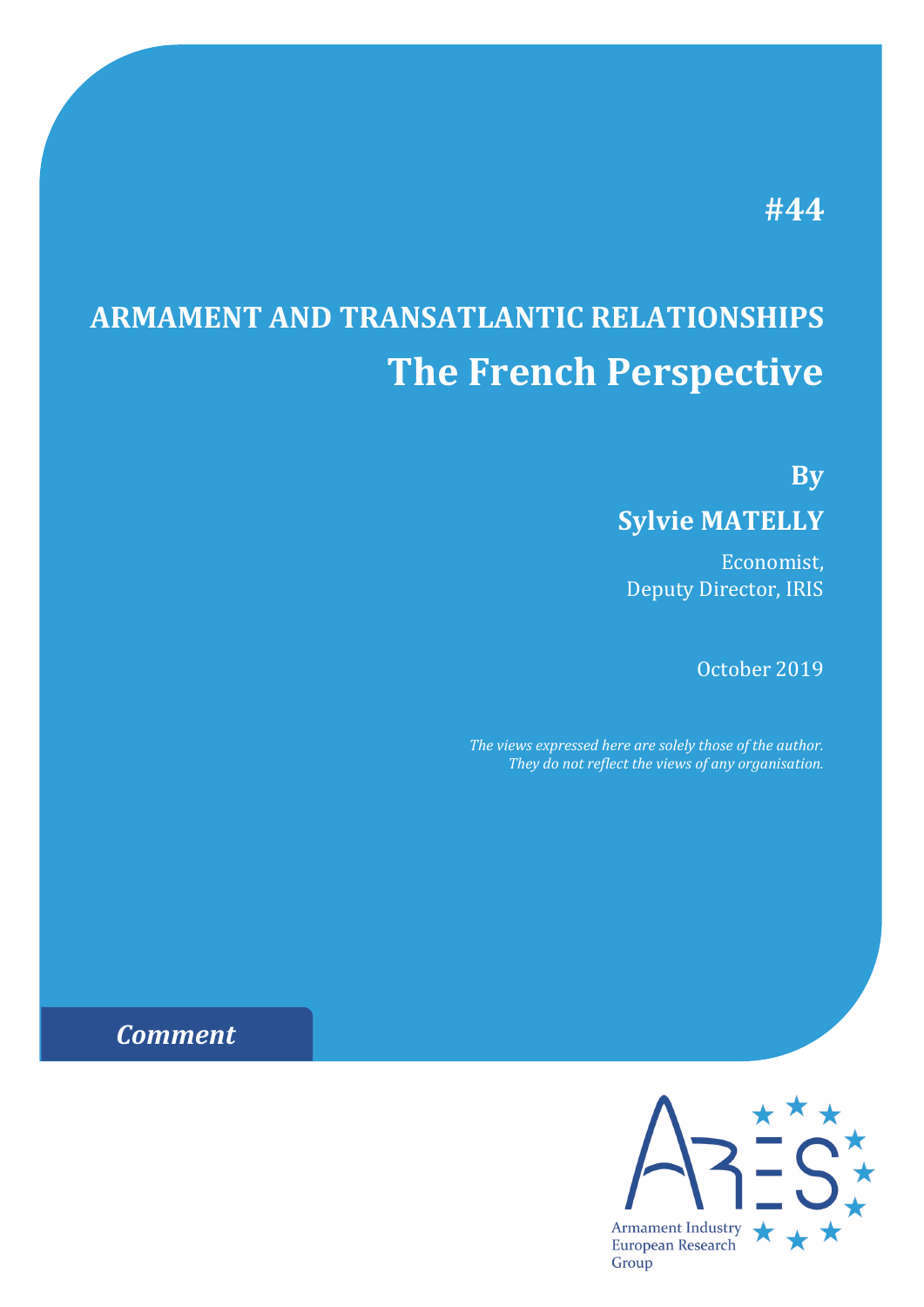#44

# ARMAMENT AND TRANSATLANTIC RELATIONSHIPS
## The French Perspective

**By**

**Sylvie MATELLY**

Economist,
Deputy Director, IRIS

October 2019

*The views expressed here are solely those of the author.*
*They do not reflect the views of any organisation.*

***Comment***

Armament Industry
European Research
Group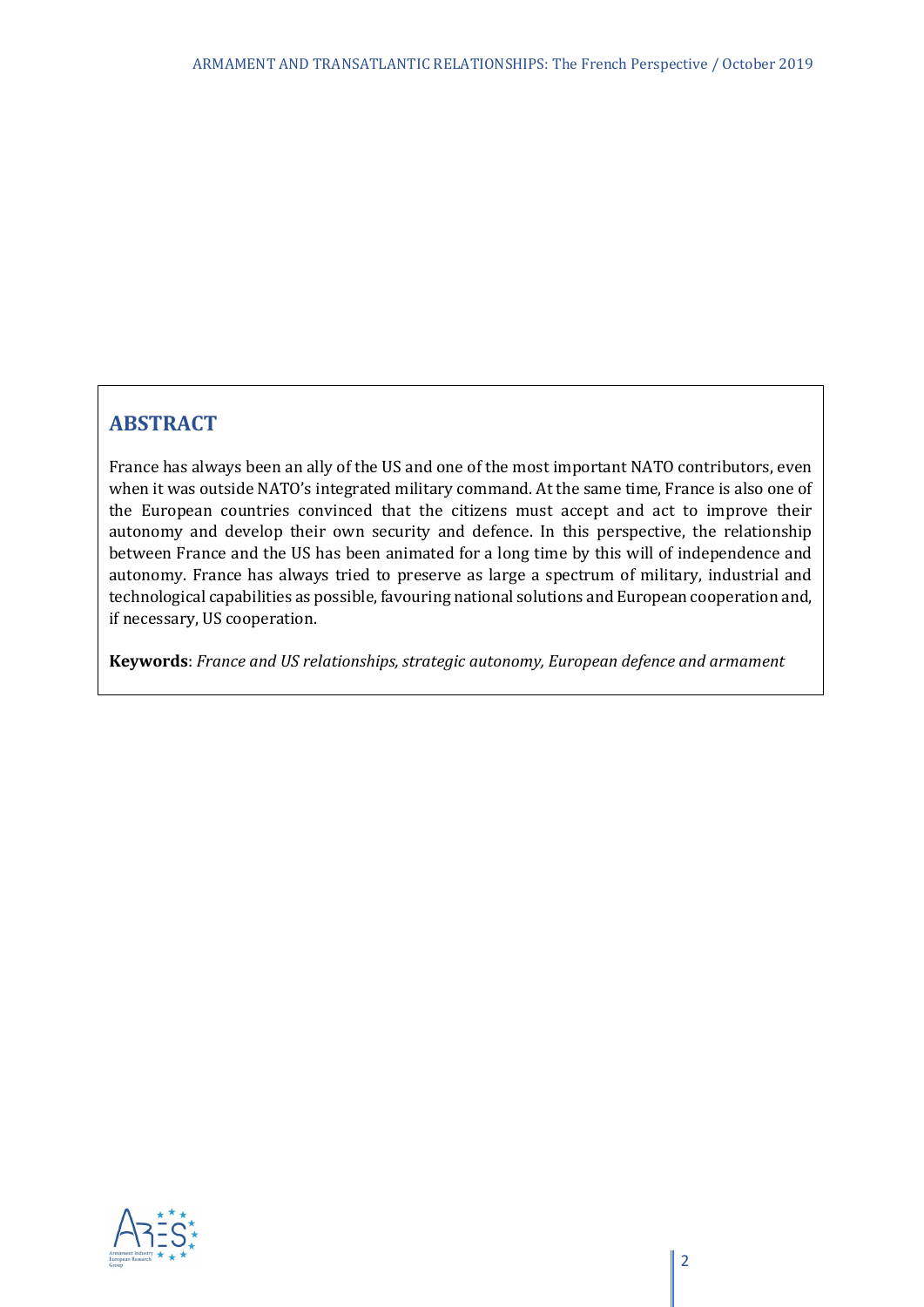## ABSTRACT

France has always been an ally of the US and one of the most important NATO contributors, even when it was outside NATO's integrated military command. At the same time, France is also one of the European countries convinced that the citizens must accept and act to improve their autonomy and develop their own security and defence. In this perspective, the relationship between France and the US has been animated for a long time by this will of independence and autonomy. France has always tried to preserve as large a spectrum of military, industrial and technological capabilities as possible, favouring national solutions and European cooperation and, if necessary, US cooperation.

**Keywords**: *France and US relationships, strategic autonomy, European defence and armament*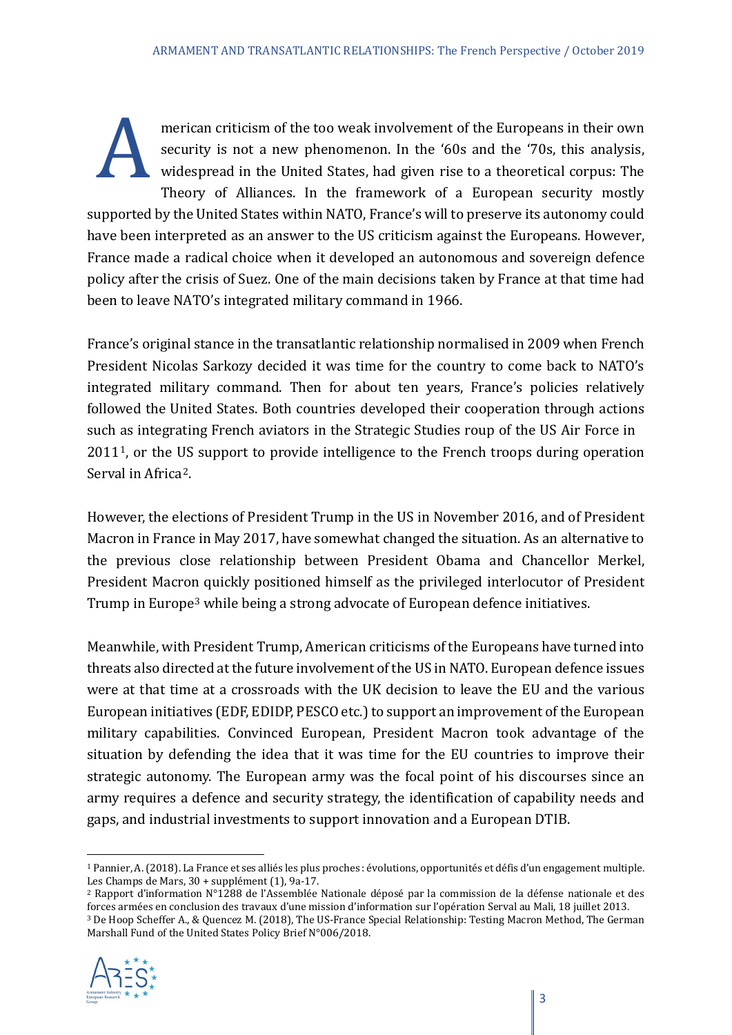American criticism of the too weak involvement of the Europeans in their own security is not a new phenomenon. In the '60s and the '70s, this analysis, widespread in the United States, had given rise to a theoretical corpus: The Theory of Alliances. In the framework of a European security mostly supported by the United States within NATO, France's will to preserve its autonomy could have been interpreted as an answer to the US criticism against the Europeans. However, France made a radical choice when it developed an autonomous and sovereign defence policy after the crisis of Suez. One of the main decisions taken by France at that time had been to leave NATO's integrated military command in 1966.

France's original stance in the transatlantic relationship normalised in 2009 when French President Nicolas Sarkozy decided it was time for the country to come back to NATO's integrated military command. Then for about ten years, France's policies relatively followed the United States. Both countries developed their cooperation through actions such as integrating French aviators in the Strategic Studies roup of the US Air Force in 2011[1], or the US support to provide intelligence to the French troops during operation Serval in Africa[2].

However, the elections of President Trump in the US in November 2016, and of President Macron in France in May 2017, have somewhat changed the situation. As an alternative to the previous close relationship between President Obama and Chancellor Merkel, President Macron quickly positioned himself as the privileged interlocutor of President Trump in Europe[3] while being a strong advocate of European defence initiatives.

Meanwhile, with President Trump, American criticisms of the Europeans have turned into threats also directed at the future involvement of the US in NATO. European defence issues were at that time at a crossroads with the UK decision to leave the EU and the various European initiatives (EDF, EDIDP, PESCO etc.) to support an improvement of the European military capabilities. Convinced European, President Macron took advantage of the situation by defending the idea that it was time for the EU countries to improve their strategic autonomy. The European army was the focal point of his discourses since an army requires a defence and security strategy, the identification of capability needs and gaps, and industrial investments to support innovation and a European DTIB.

---

[1] Pannier, A. (2018). La France et ses alliés les plus proches : évolutions, opportunités et défis d'un engagement multiple. Les Champs de Mars, 30 + supplément (1), 9a-17.

[2] Rapport d'information N°1288 de l'Assemblée Nationale déposé par la commission de la défense nationale et des forces armées en conclusion des travaux d'une mission d'information sur l'opération Serval au Mali, 18 juillet 2013.

[3] De Hoop Scheffer A., & Quencez M. (2018), The US-France Special Relationship: Testing Macron Method, The German Marshall Fund of the United States Policy Brief N°006/2018.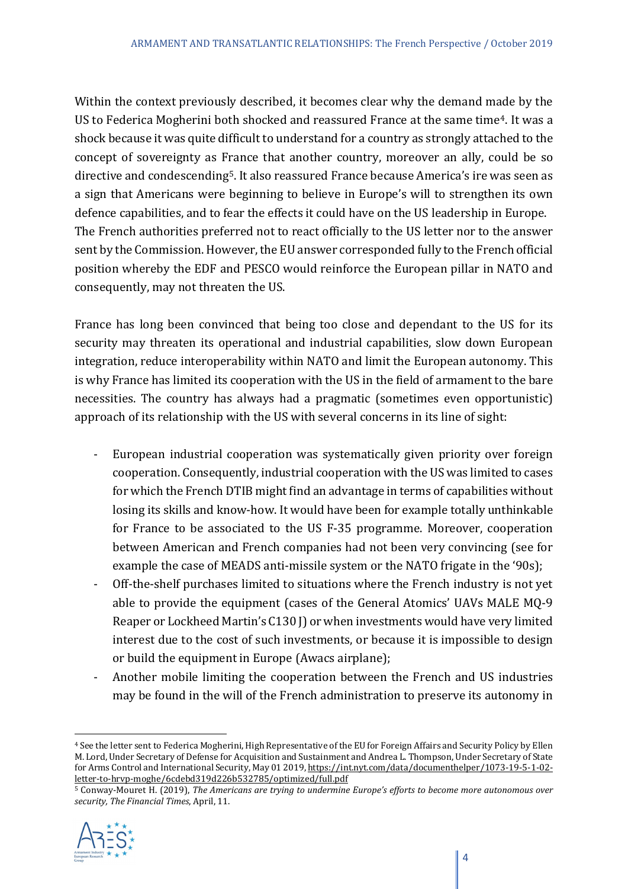Within the context previously described, it becomes clear why the demand made by the US to Federica Mogherini both shocked and reassured France at the same time[4]. It was a shock because it was quite difficult to understand for a country as strongly attached to the concept of sovereignty as France that another country, moreover an ally, could be so directive and condescending[5]. It also reassured France because America's ire was seen as a sign that Americans were beginning to believe in Europe's will to strengthen its own defence capabilities, and to fear the effects it could have on the US leadership in Europe. The French authorities preferred not to react officially to the US letter nor to the answer sent by the Commission. However, the EU answer corresponded fully to the French official position whereby the EDF and PESCO would reinforce the European pillar in NATO and consequently, may not threaten the US.

France has long been convinced that being too close and dependant to the US for its security may threaten its operational and industrial capabilities, slow down European integration, reduce interoperability within NATO and limit the European autonomy. This is why France has limited its cooperation with the US in the field of armament to the bare necessities. The country has always had a pragmatic (sometimes even opportunistic) approach of its relationship with the US with several concerns in its line of sight:

- European industrial cooperation was systematically given priority over foreign cooperation. Consequently, industrial cooperation with the US was limited to cases for which the French DTIB might find an advantage in terms of capabilities without losing its skills and know-how. It would have been for example totally unthinkable for France to be associated to the US F-35 programme. Moreover, cooperation between American and French companies had not been very convincing (see for example the case of MEADS anti-missile system or the NATO frigate in the '90s);
- Off-the-shelf purchases limited to situations where the French industry is not yet able to provide the equipment (cases of the General Atomics' UAVs MALE MQ-9 Reaper or Lockheed Martin's C130 J) or when investments would have very limited interest due to the cost of such investments, or because it is impossible to design or build the equipment in Europe (Awacs airplane);
- Another mobile limiting the cooperation between the French and US industries may be found in the will of the French administration to preserve its autonomy in

[4] See the letter sent to Federica Mogherini, High Representative of the EU for Foreign Affairs and Security Policy by Ellen M. Lord, Under Secretary of Defense for Acquisition and Sustainment and Andrea L. Thompson, Under Secretary of State for Arms Control and International Security, May 01 2019, https://int.nyt.com/data/documenthelper/1073-19-5-1-02-letter-to-hrvp-moghe/6cdebd319d226b532785/optimized/full.pdf

[5] Conway-Mouret H. (2019), *The Americans are trying to undermine Europe's efforts to become more autonomous over security, The Financial Times*, April, 11.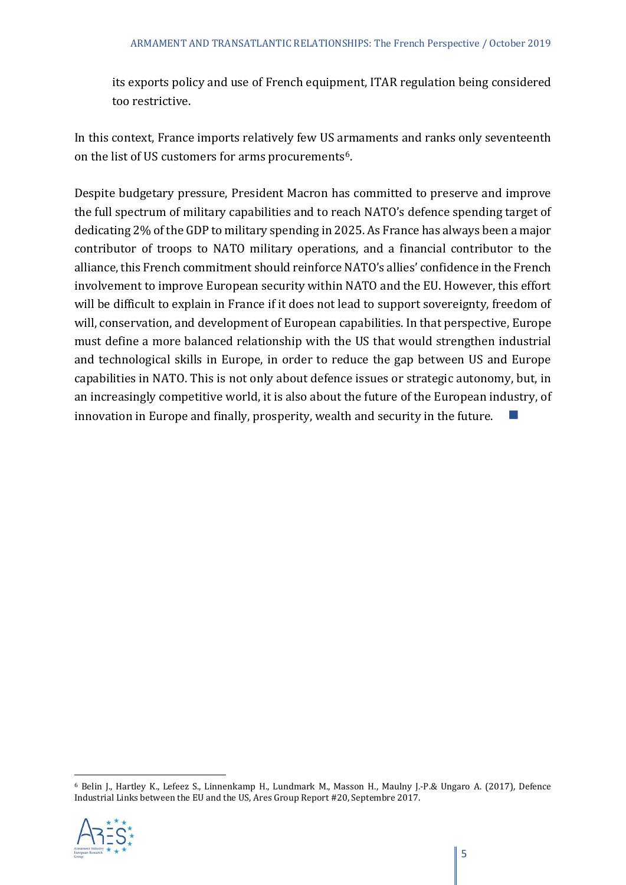its exports policy and use of French equipment, ITAR regulation being considered too restrictive.

In this context, France imports relatively few US armaments and ranks only seventeenth on the list of US customers for arms procurements[6].

Despite budgetary pressure, President Macron has committed to preserve and improve the full spectrum of military capabilities and to reach NATO's defence spending target of dedicating 2% of the GDP to military spending in 2025. As France has always been a major contributor of troops to NATO military operations, and a financial contributor to the alliance, this French commitment should reinforce NATO's allies' confidence in the French involvement to improve European security within NATO and the EU. However, this effort will be difficult to explain in France if it does not lead to support sovereignty, freedom of will, conservation, and development of European capabilities. In that perspective, Europe must define a more balanced relationship with the US that would strengthen industrial and technological skills in Europe, in order to reduce the gap between US and Europe capabilities in NATO. This is not only about defence issues or strategic autonomy, but, in an increasingly competitive world, it is also about the future of the European industry, of innovation in Europe and finally, prosperity, wealth and security in the future. ■

---

[6] Belin J., Hartley K., Lefeez S., Linnenkamp H., Lundmark M., Masson H., Maulny J.-P.& Ungaro A. (2017), Defence Industrial Links between the EU and the US, Ares Group Report #20, Septembre 2017.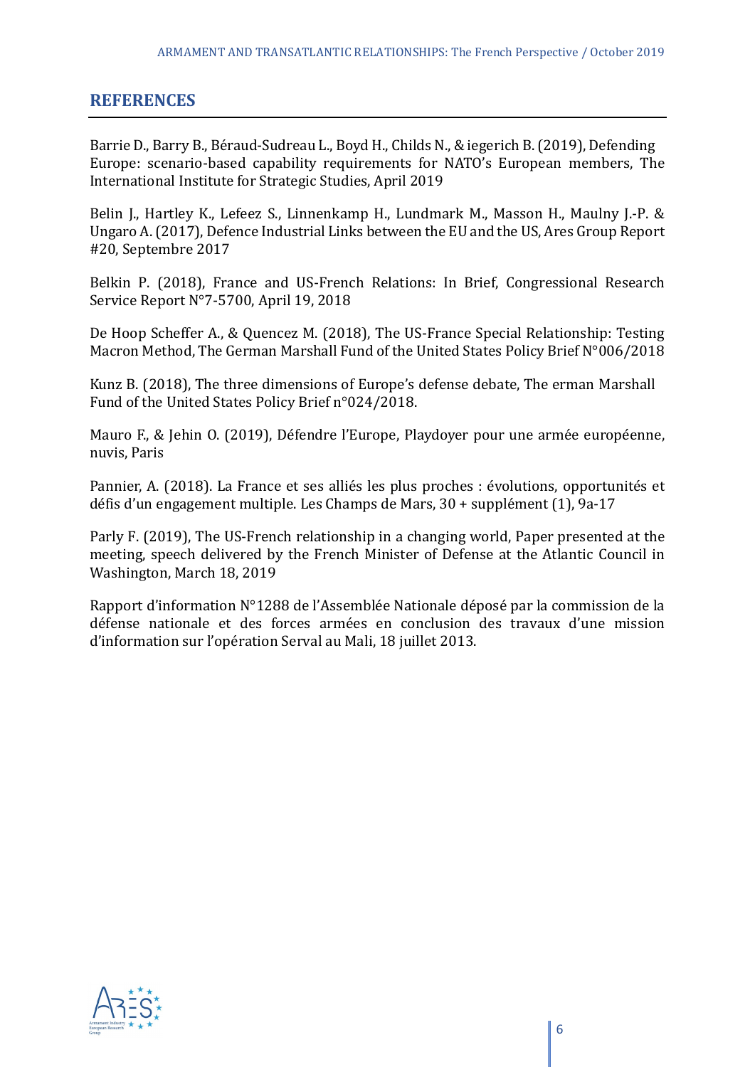## REFERENCES

Barrie D., Barry B., Béraud-Sudreau L., Boyd H., Childs N., & iegerich B. (2019), Defending Europe: scenario-based capability requirements for NATO's European members, The International Institute for Strategic Studies, April 2019

Belin J., Hartley K., Lefeez S., Linnenkamp H., Lundmark M., Masson H., Maulny J.-P. & Ungaro A. (2017), Defence Industrial Links between the EU and the US, Ares Group Report #20, Septembre 2017

Belkin P. (2018), France and US-French Relations: In Brief, Congressional Research Service Report N°7-5700, April 19, 2018

De Hoop Scheffer A., & Quencez M. (2018), The US-France Special Relationship: Testing Macron Method, The German Marshall Fund of the United States Policy Brief N°006/2018

Kunz B. (2018), The three dimensions of Europe's defense debate, The erman Marshall Fund of the United States Policy Brief n°024/2018.

Mauro F., & Jehin O. (2019), Défendre l'Europe, Playdoyer pour une armée européenne, nuvis, Paris

Pannier, A. (2018). La France et ses alliés les plus proches : évolutions, opportunités et défis d'un engagement multiple. Les Champs de Mars, 30 + supplément (1), 9a-17

Parly F. (2019), The US-French relationship in a changing world, Paper presented at the meeting, speech delivered by the French Minister of Defense at the Atlantic Council in Washington, March 18, 2019

Rapport d'information N°1288 de l'Assemblée Nationale déposé par la commission de la défense nationale et des forces armées en conclusion des travaux d'une mission d'information sur l'opération Serval au Mali, 18 juillet 2013.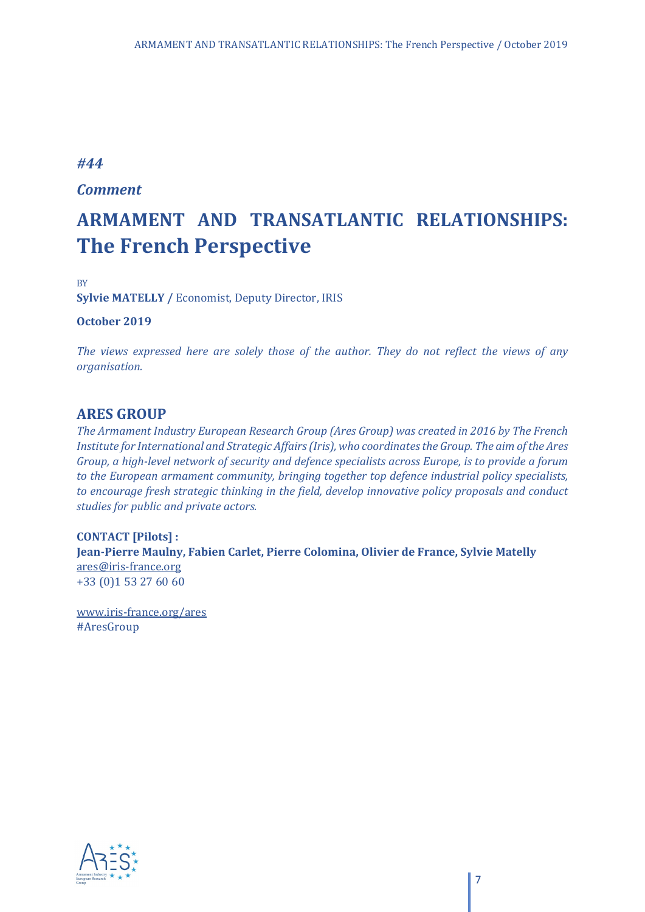*#44*

***Comment***

# ARMAMENT AND TRANSATLANTIC RELATIONSHIPS: The French Perspective

BY

**Sylvie MATELLY /** Economist, Deputy Director, IRIS

**October 2019**

*The views expressed here are solely those of the author. They do not reflect the views of any organisation.*

## ARES GROUP

*The Armament Industry European Research Group (Ares Group) was created in 2016 by The French Institute for International and Strategic Affairs (Iris), who coordinates the Group. The aim of the Ares Group, a high-level network of security and defence specialists across Europe, is to provide a forum to the European armament community, bringing together top defence industrial policy specialists, to encourage fresh strategic thinking in the field, develop innovative policy proposals and conduct studies for public and private actors.*

**CONTACT [Pilots] :**
**Jean-Pierre Maulny, Fabien Carlet, Pierre Colomina, Olivier de France, Sylvie Matelly**
ares@iris-france.org
+33 (0)1 53 27 60 60

www.iris-france.org/ares
#AresGroup